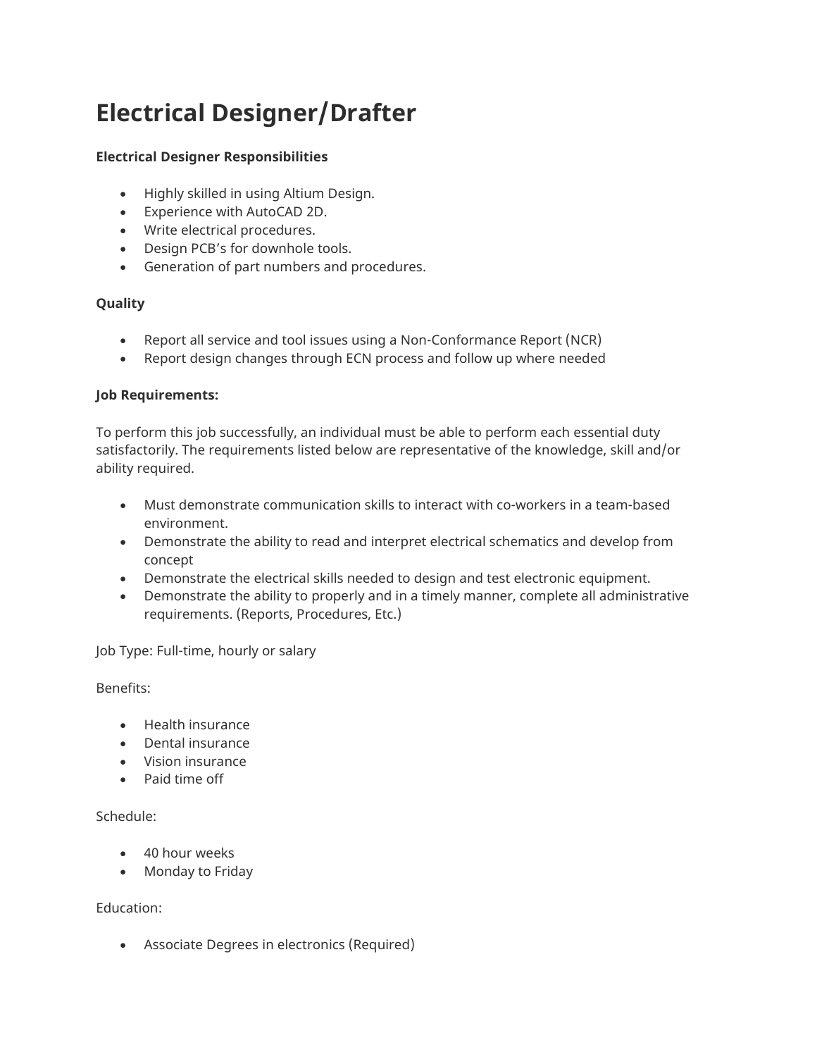# Electrical Designer/Drafter

**Electrical Designer Responsibilities**

- Highly skilled in using Altium Design.
- Experience with AutoCAD 2D.
- Write electrical procedures.
- Design PCB's for downhole tools.
- Generation of part numbers and procedures.

**Quality**

- Report all service and tool issues using a Non-Conformance Report (NCR)
- Report design changes through ECN process and follow up where needed

**Job Requirements:**

To perform this job successfully, an individual must be able to perform each essential duty satisfactorily. The requirements listed below are representative of the knowledge, skill and/or ability required.

- Must demonstrate communication skills to interact with co-workers in a team-based environment.
- Demonstrate the ability to read and interpret electrical schematics and develop from concept
- Demonstrate the electrical skills needed to design and test electronic equipment.
- Demonstrate the ability to properly and in a timely manner, complete all administrative requirements. (Reports, Procedures, Etc.)

Job Type: Full-time, hourly or salary

Benefits:

- Health insurance
- Dental insurance
- Vision insurance
- Paid time off

Schedule:

- 40 hour weeks
- Monday to Friday

Education:

- Associate Degrees in electronics (Required)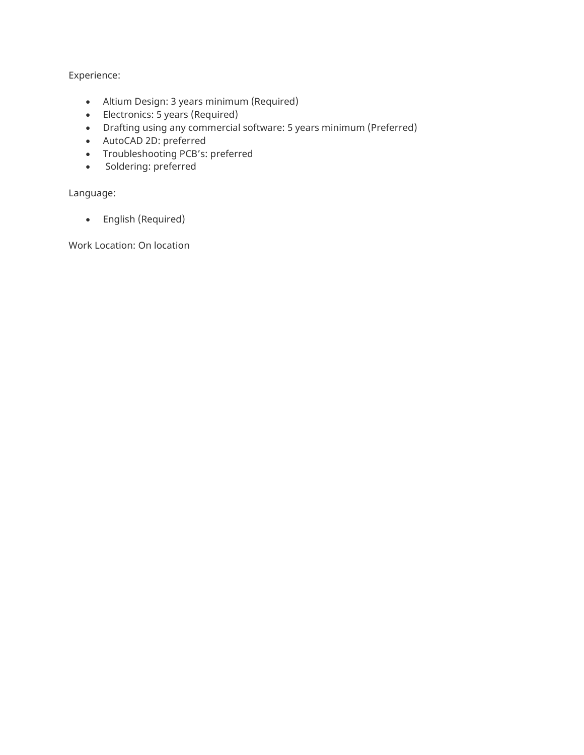Experience:

- Altium Design: 3 years minimum (Required)
- Electronics: 5 years (Required)
- Drafting using any commercial software: 5 years minimum (Preferred)
- AutoCAD 2D: preferred
- Troubleshooting PCB's: preferred
- Soldering: preferred

Language:

- English (Required)

Work Location: On location